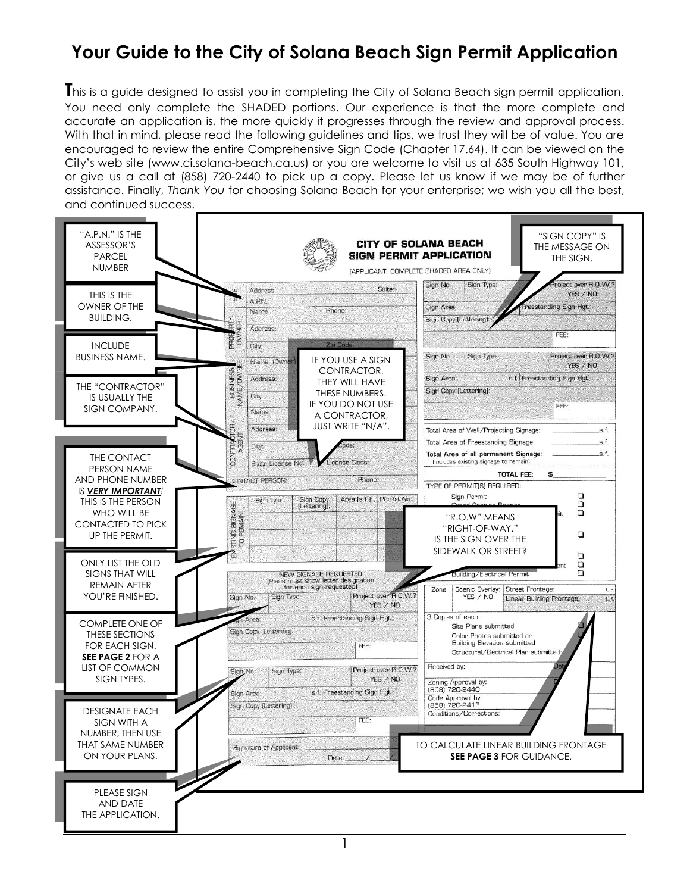# Your Guide to the City of Solana Beach Sign Permit Application

**T**his is a guide designed to assist you in completing the City of Solana Beach sign permit application. You need only complete the SHADED portions. Our experience is that the more complete and accurate an application is, the more quickly it progresses through the review and approval process. With that in mind, please read the following guidelines and tips, we trust they will be of value. You are encouraged to review the entire Comprehensive Sign Code (Chapter 17.64). It can be viewed on the City's web site (www.ci.solana-beach.ca.us) or you are welcome to visit us at 635 South Highway 101, or give us a call at (858) 720-2440 to pick up a copy. Please let us know if we may be of further assistance. Finally, *Thank You* for choosing Solana Beach for your enterprise; we wish you all the best, and continued success.

**CITY OF SOLANA BEACH SIGN PERMIT APPLICATION**

(APPLICANT: COMPLETE SHADED AREA ONLY)

- "A.P.N." IS THE ASSESSOR'S PARCEL NUMBER
- THIS IS THE OWNER OF THE BUILDING.
- INCLUDE BUSINESS NAME.
- THE "CONTRACTOR" IS USUALLY THE SIGN COMPANY.
- IF YOU USE A SIGN CONTRACTOR, THEY WILL HAVE THESE NUMBERS. IF YOU DO NOT USE A CONTRACTOR, JUST WRITE "N/A".
- THE CONTACT PERSON NAME AND PHONE NUMBER IS ***VERY IMPORTANT!*** THIS IS THE PERSON WHO WILL BE CONTACTED TO PICK UP THE PERMIT.
- ONLY LIST THE OLD SIGNS THAT WILL REMAIN AFTER YOU'RE FINISHED.
- COMPLETE ONE OF THESE SECTIONS FOR EACH SIGN. **SEE PAGE 2** FOR A LIST OF COMMON SIGN TYPES.
- DESIGNATE EACH SIGN WITH A NUMBER, THEN USE THAT SAME NUMBER ON YOUR PLANS.
- PLEASE SIGN AND DATE THE APPLICATION.
- "SIGN COPY" IS THE MESSAGE ON THE SIGN.
- "R.O.W" MEANS "RIGHT-OF-WAY." IS THE SIGN OVER THE SIDEWALK OR STREET?
- TO CALCULATE LINEAR BUILDING FRONTAGE **SEE PAGE 3** FOR GUIDANCE.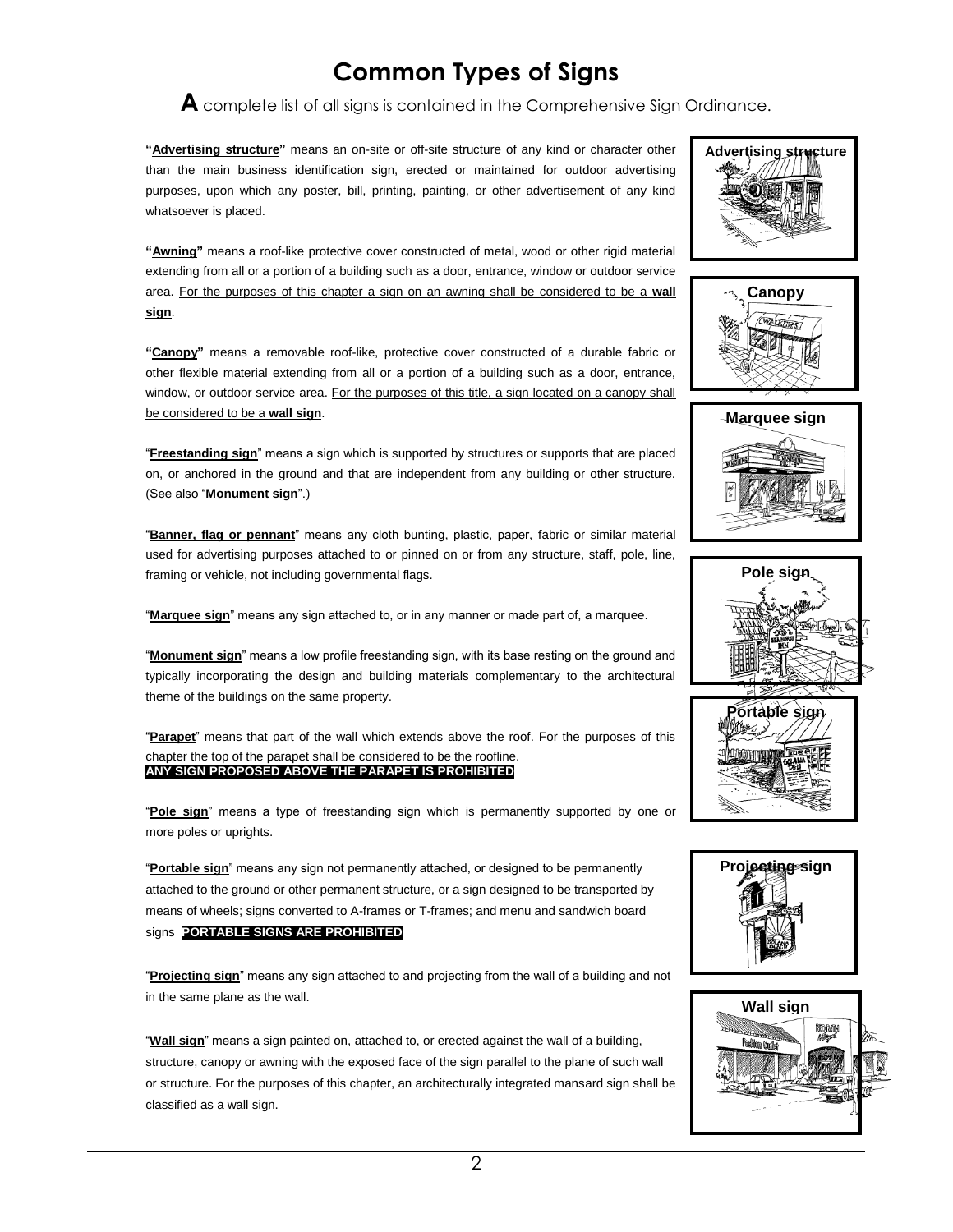# Common Types of Signs

**A** complete list of all signs is contained in the Comprehensive Sign Ordinance.

**"Advertising structure"** means an on-site or off-site structure of any kind or character other than the main business identification sign, erected or maintained for outdoor advertising purposes, upon which any poster, bill, printing, painting, or other advertisement of any kind whatsoever is placed.

**"Awning"** means a roof-like protective cover constructed of metal, wood or other rigid material extending from all or a portion of a building such as a door, entrance, window or outdoor service area. For the purposes of this chapter a sign on an awning shall be considered to be a **wall sign**.

**"Canopy"** means a removable roof-like, protective cover constructed of a durable fabric or other flexible material extending from all or a portion of a building such as a door, entrance, window, or outdoor service area. For the purposes of this title, a sign located on a canopy shall be considered to be a **wall sign**.

"**Freestanding sign**" means a sign which is supported by structures or supports that are placed on, or anchored in the ground and that are independent from any building or other structure. (See also "**Monument sign**".)

"**Banner, flag or pennant**" means any cloth bunting, plastic, paper, fabric or similar material used for advertising purposes attached to or pinned on or from any structure, staff, pole, line, framing or vehicle, not including governmental flags.

"**Marquee sign**" means any sign attached to, or in any manner or made part of, a marquee.

"**Monument sign**" means a low profile freestanding sign, with its base resting on the ground and typically incorporating the design and building materials complementary to the architectural theme of the buildings on the same property.

"**Parapet**" means that part of the wall which extends above the roof. For the purposes of this chapter the top of the parapet shall be considered to be the roofline.

**ANY SIGN PROPOSED ABOVE THE PARAPET IS PROHIBITED**

"**Pole sign**" means a type of freestanding sign which is permanently supported by one or more poles or uprights.

"**Portable sign**" means any sign not permanently attached, or designed to be permanently attached to the ground or other permanent structure, or a sign designed to be transported by means of wheels; signs converted to A-frames or T-frames; and menu and sandwich board signs **PORTABLE SIGNS ARE PROHIBITED**

"**Projecting sign**" means any sign attached to and projecting from the wall of a building and not in the same plane as the wall.

"**Wall sign**" means a sign painted on, attached to, or erected against the wall of a building, structure, canopy or awning with the exposed face of the sign parallel to the plane of such wall or structure. For the purposes of this chapter, an architecturally integrated mansard sign shall be classified as a wall sign.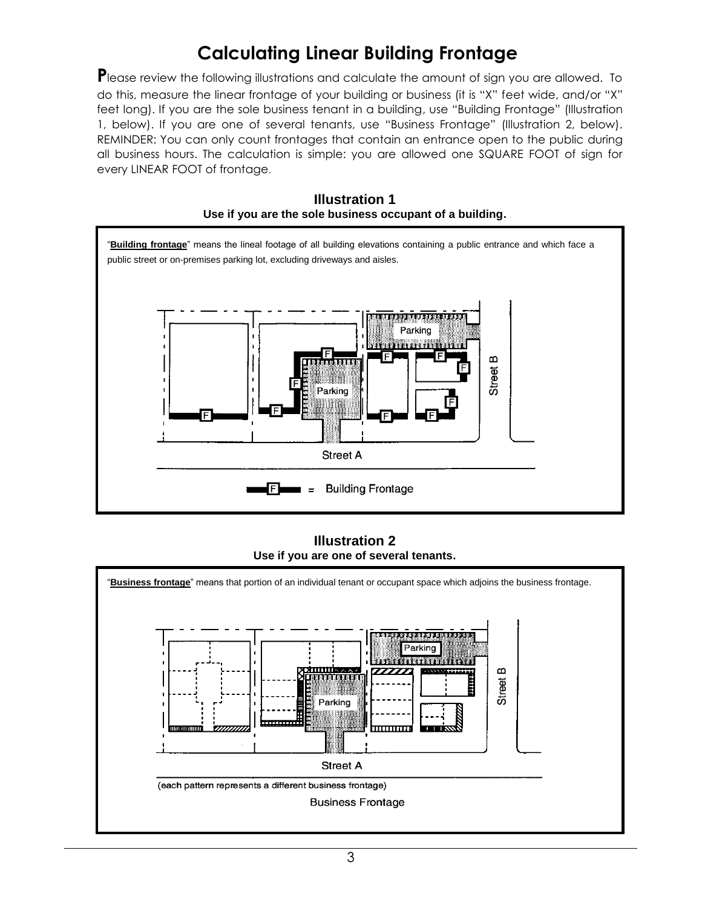# Calculating Linear Building Frontage

Please review the following illustrations and calculate the amount of sign you are allowed. To do this, measure the linear frontage of your building or business (it is "X" feet wide, and/or "X" feet long). If you are the sole business tenant in a building, use "Building Frontage" (Illustration 1, below). If you are one of several tenants, use "Business Frontage" (Illustration 2, below). REMINDER: You can only count frontages that contain an entrance open to the public during all business hours. The calculation is simple: you are allowed one SQUARE FOOT of sign for every LINEAR FOOT of frontage.

## Illustration 1

**Use if you are the sole business occupant of a building.**

"**Building frontage**" means the lineal footage of all building elevations containing a public entrance and which face a public street or on-premises parking lot, excluding driveways and aisles.

Parking

Parking

Street B

Street A

F = Building Frontage

## Illustration 2

**Use if you are one of several tenants.**

"**Business frontage**" means that portion of an individual tenant or occupant space which adjoins the business frontage.

Parking

Parking

Street B

Street A

(each pattern represents a different business frontage)

Business Frontage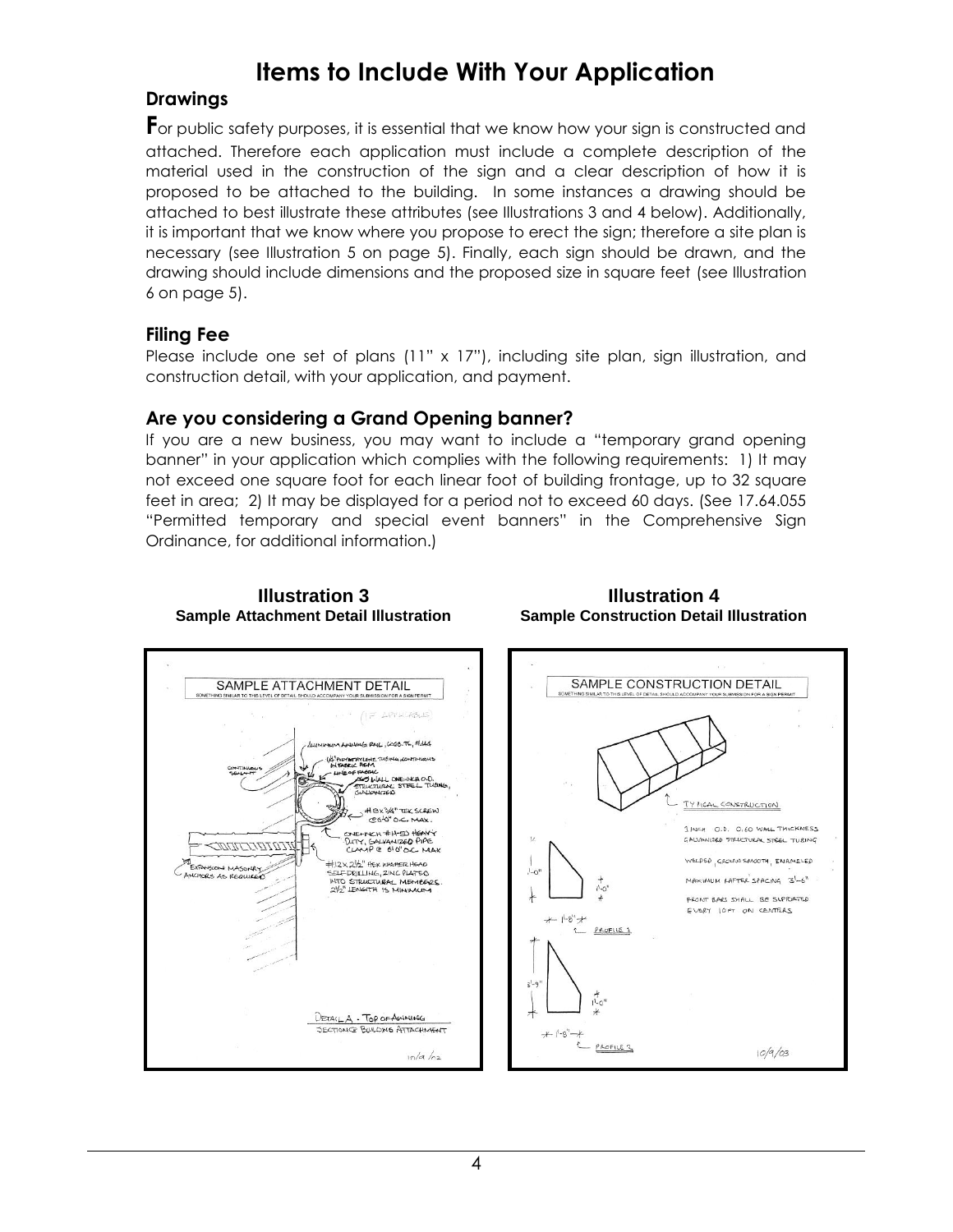# Items to Include With Your Application

## Drawings

For public safety purposes, it is essential that we know how your sign is constructed and attached. Therefore each application must include a complete description of the material used in the construction of the sign and a clear description of how it is proposed to be attached to the building. In some instances a drawing should be attached to best illustrate these attributes (see Illustrations 3 and 4 below). Additionally, it is important that we know where you propose to erect the sign; therefore a site plan is necessary (see Illustration 5 on page 5). Finally, each sign should be drawn, and the drawing should include dimensions and the proposed size in square feet (see Illustration 6 on page 5).

## Filing Fee

Please include one set of plans (11" x 17"), including site plan, sign illustration, and construction detail, with your application, and payment.

## Are you considering a Grand Opening banner?

If you are a new business, you may want to include a "temporary grand opening banner" in your application which complies with the following requirements: 1) It may not exceed one square foot for each linear foot of building frontage, up to 32 square feet in area; 2) It may be displayed for a period not to exceed 60 days. (See 17.64.055 "Permitted temporary and special event banners" in the Comprehensive Sign Ordinance, for additional information.)

**Illustration 3**
**Sample Attachment Detail Illustration**

**Illustration 4**
**Sample Construction Detail Illustration**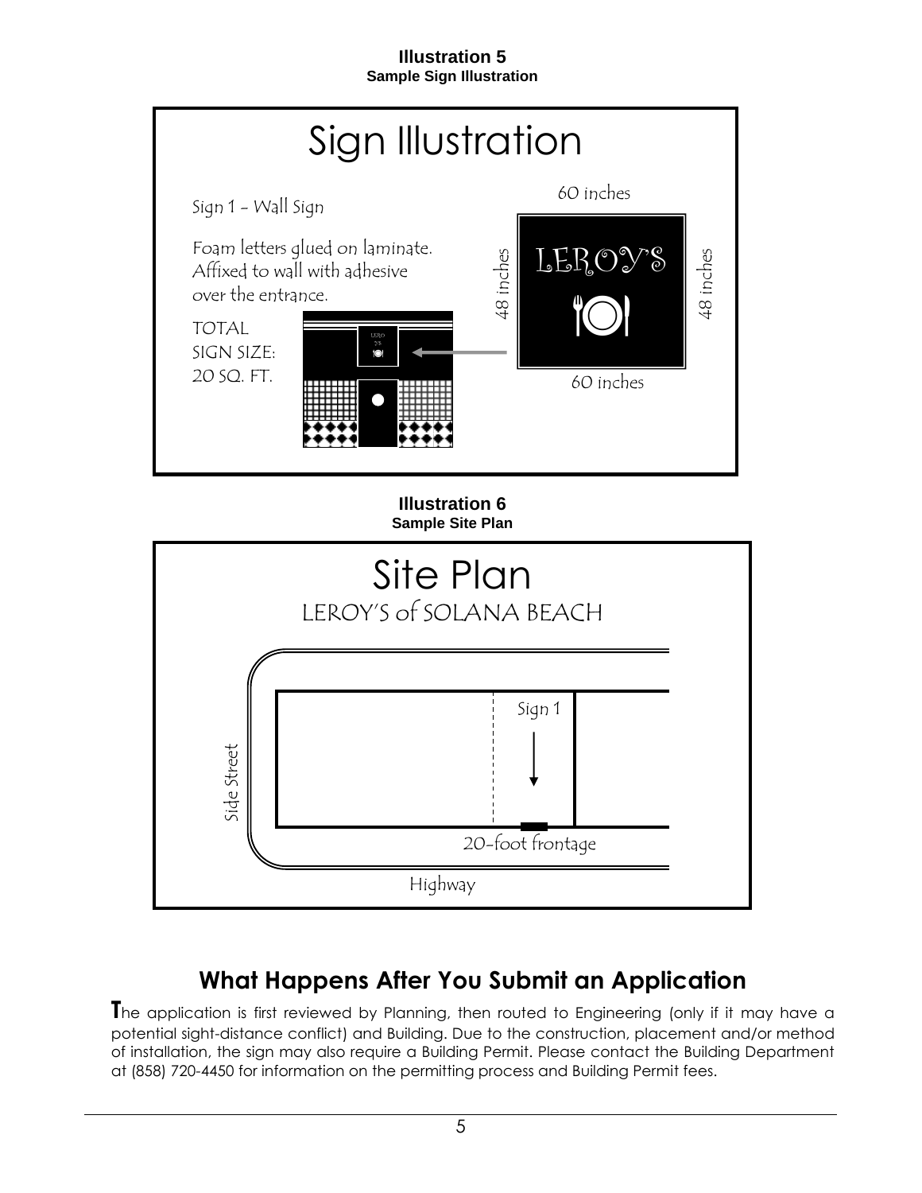**Illustration 5**
**Sample Sign Illustration**

## Sign Illustration

Sign 1 - Wall Sign

Foam letters glued on laminate. Affixed to wall with adhesive over the entrance.

TOTAL SIGN SIZE: 20 SQ. FT.

60 inches

48 inches

LEROY'S

48 inches

60 inches

**Illustration 6**
**Sample Site Plan**

## Site Plan

LEROY'S of SOLANA BEACH

Sign 1

Side Street

20-foot frontage

Highway

## What Happens After You Submit an Application

**T**he application is first reviewed by Planning, then routed to Engineering (only if it may have a potential sight-distance conflict) and Building. Due to the construction, placement and/or method of installation, the sign may also require a Building Permit. Please contact the Building Department at (858) 720-4450 for information on the permitting process and Building Permit fees.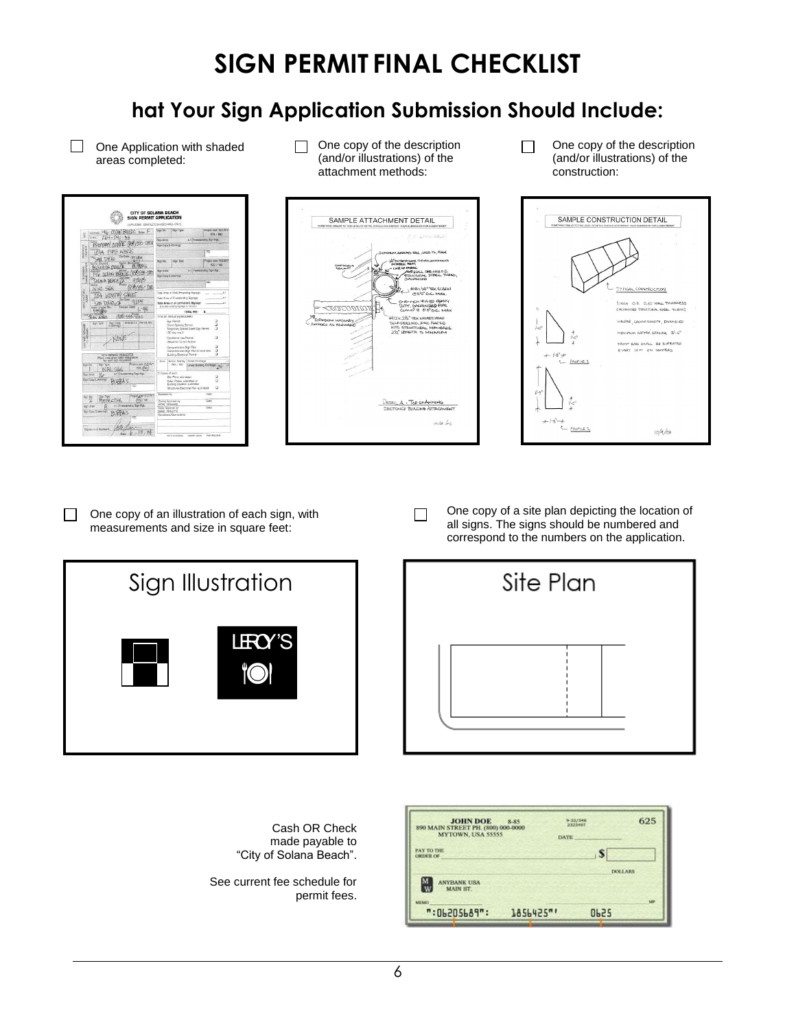# SIGN PERMIT FINAL CHECKLIST

## hat Your Sign Application Submission Should Include:

- ☐ One Application with shaded areas completed:
- ☐ One copy of the description (and/or illustrations) of the attachment methods:
- ☐ One copy of the description (and/or illustrations) of the construction:
- ☐ One copy of an illustration of each sign, with measurements and size in square feet:
- ☐ One copy of a site plan depicting the location of all signs. The signs should be numbered and correspond to the numbers on the application.

Cash OR Check made payable to "City of Solana Beach".

See current fee schedule for permit fees.